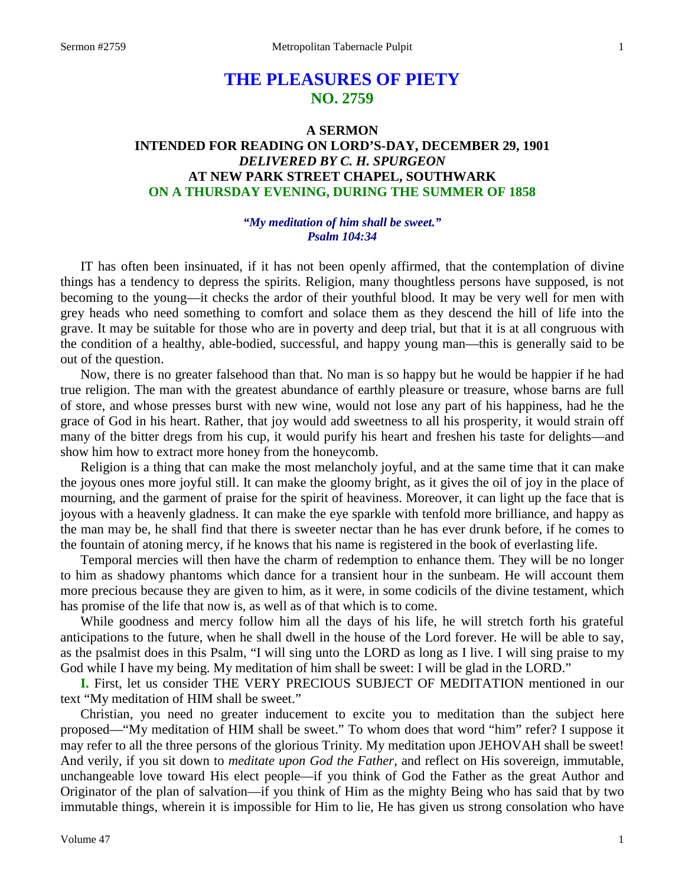# THE PLEASURES OF PIETY
## NO. 2759

### A SERMON
### INTENDED FOR READING ON LORD'S-DAY, DECEMBER 29, 1901
### *DELIVERED BY C. H. SPURGEON*
### AT NEW PARK STREET CHAPEL, SOUTHWARK
### ON A THURSDAY EVENING, DURING THE SUMMER OF 1858

***"My meditation of him shall be sweet."***
***Psalm 104:34***

IT has often been insinuated, if it has not been openly affirmed, that the contemplation of divine things has a tendency to depress the spirits. Religion, many thoughtless persons have supposed, is not becoming to the young—it checks the ardor of their youthful blood. It may be very well for men with grey heads who need something to comfort and solace them as they descend the hill of life into the grave. It may be suitable for those who are in poverty and deep trial, but that it is at all congruous with the condition of a healthy, able-bodied, successful, and happy young man—this is generally said to be out of the question.

Now, there is no greater falsehood than that. No man is so happy but he would be happier if he had true religion. The man with the greatest abundance of earthly pleasure or treasure, whose barns are full of store, and whose presses burst with new wine, would not lose any part of his happiness, had he the grace of God in his heart. Rather, that joy would add sweetness to all his prosperity, it would strain off many of the bitter dregs from his cup, it would purify his heart and freshen his taste for delights—and show him how to extract more honey from the honeycomb.

Religion is a thing that can make the most melancholy joyful, and at the same time that it can make the joyous ones more joyful still. It can make the gloomy bright, as it gives the oil of joy in the place of mourning, and the garment of praise for the spirit of heaviness. Moreover, it can light up the face that is joyous with a heavenly gladness. It can make the eye sparkle with tenfold more brilliance, and happy as the man may be, he shall find that there is sweeter nectar than he has ever drunk before, if he comes to the fountain of atoning mercy, if he knows that his name is registered in the book of everlasting life.

Temporal mercies will then have the charm of redemption to enhance them. They will be no longer to him as shadowy phantoms which dance for a transient hour in the sunbeam. He will account them more precious because they are given to him, as it were, in some codicils of the divine testament, which has promise of the life that now is, as well as of that which is to come.

While goodness and mercy follow him all the days of his life, he will stretch forth his grateful anticipations to the future, when he shall dwell in the house of the Lord forever. He will be able to say, as the psalmist does in this Psalm, "I will sing unto the LORD as long as I live. I will sing praise to my God while I have my being. My meditation of him shall be sweet: I will be glad in the LORD."

**I.** First, let us consider THE VERY PRECIOUS SUBJECT OF MEDITATION mentioned in our text "My meditation of HIM shall be sweet."

Christian, you need no greater inducement to excite you to meditation than the subject here proposed—"My meditation of HIM shall be sweet." To whom does that word "him" refer? I suppose it may refer to all the three persons of the glorious Trinity. My meditation upon JEHOVAH shall be sweet! And verily, if you sit down to *meditate upon God the Father*, and reflect on His sovereign, immutable, unchangeable love toward His elect people—if you think of God the Father as the great Author and Originator of the plan of salvation—if you think of Him as the mighty Being who has said that by two immutable things, wherein it is impossible for Him to lie, He has given us strong consolation who have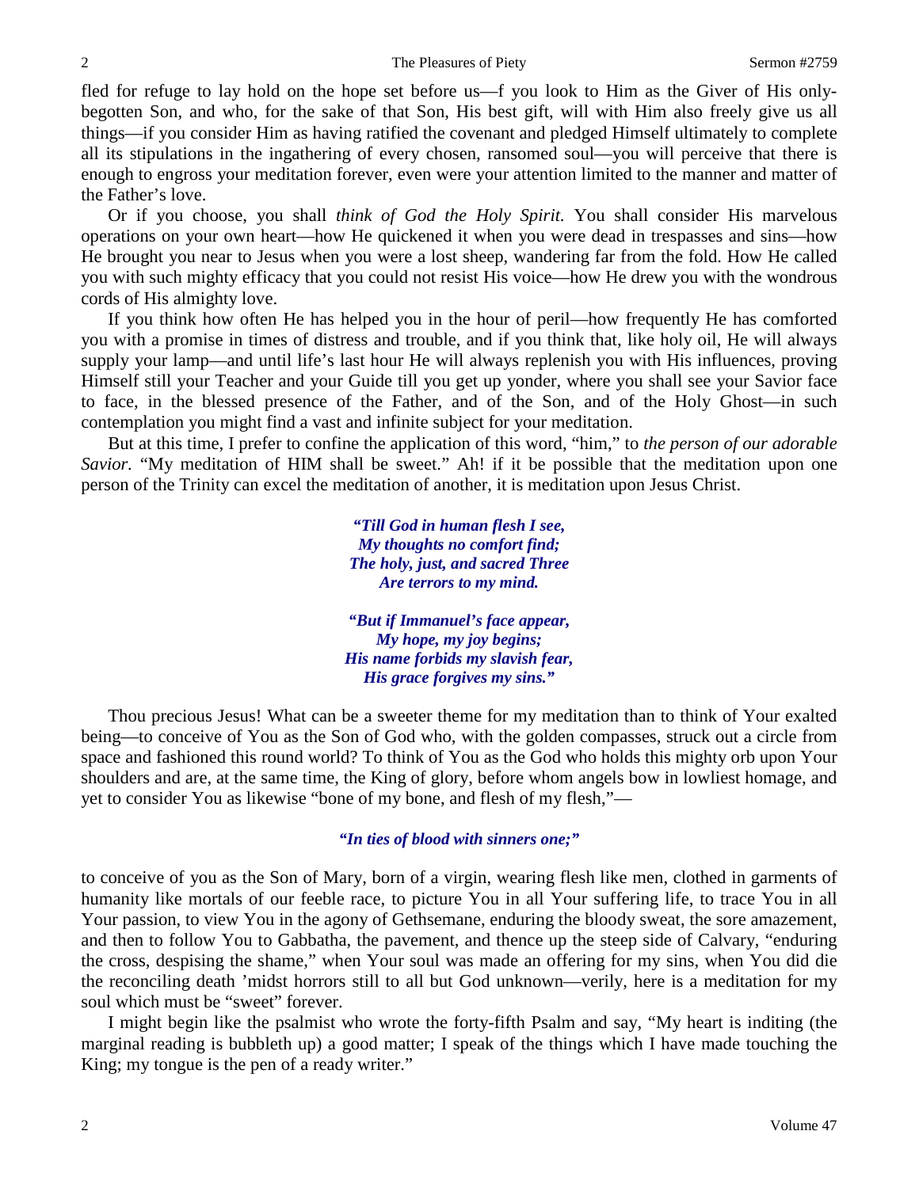fled for refuge to lay hold on the hope set before us—f you look to Him as the Giver of His only-begotten Son, and who, for the sake of that Son, His best gift, will with Him also freely give us all things—if you consider Him as having ratified the covenant and pledged Himself ultimately to complete all its stipulations in the ingathering of every chosen, ransomed soul—you will perceive that there is enough to engross your meditation forever, even were your attention limited to the manner and matter of the Father's love.

Or if you choose, you shall *think of God the Holy Spirit*. You shall consider His marvelous operations on your own heart—how He quickened it when you were dead in trespasses and sins—how He brought you near to Jesus when you were a lost sheep, wandering far from the fold. How He called you with such mighty efficacy that you could not resist His voice—how He drew you with the wondrous cords of His almighty love.

If you think how often He has helped you in the hour of peril—how frequently He has comforted you with a promise in times of distress and trouble, and if you think that, like holy oil, He will always supply your lamp—and until life's last hour He will always replenish you with His influences, proving Himself still your Teacher and your Guide till you get up yonder, where you shall see your Savior face to face, in the blessed presence of the Father, and of the Son, and of the Holy Ghost—in such contemplation you might find a vast and infinite subject for your meditation.

But at this time, I prefer to confine the application of this word, "him," to *the person of our adorable Savior*. "My meditation of HIM shall be sweet." Ah! if it be possible that the meditation upon one person of the Trinity can excel the meditation of another, it is meditation upon Jesus Christ.

> ***"Till God in human flesh I see,***
> ***My thoughts no comfort find;***
> ***The holy, just, and sacred Three***
> ***Are terrors to my mind.***
>
> ***"But if Immanuel's face appear,***
> ***My hope, my joy begins;***
> ***His name forbids my slavish fear,***
> ***His grace forgives my sins."***

Thou precious Jesus! What can be a sweeter theme for my meditation than to think of Your exalted being—to conceive of You as the Son of God who, with the golden compasses, struck out a circle from space and fashioned this round world? To think of You as the God who holds this mighty orb upon Your shoulders and are, at the same time, the King of glory, before whom angels bow in lowliest homage, and yet to consider You as likewise "bone of my bone, and flesh of my flesh,"—

> ***"In ties of blood with sinners one;"***

to conceive of you as the Son of Mary, born of a virgin, wearing flesh like men, clothed in garments of humanity like mortals of our feeble race, to picture You in all Your suffering life, to trace You in all Your passion, to view You in the agony of Gethsemane, enduring the bloody sweat, the sore amazement, and then to follow You to Gabbatha, the pavement, and thence up the steep side of Calvary, "enduring the cross, despising the shame," when Your soul was made an offering for my sins, when You did die the reconciling death 'midst horrors still to all but God unknown—verily, here is a meditation for my soul which must be "sweet" forever.

I might begin like the psalmist who wrote the forty-fifth Psalm and say, "My heart is inditing (the marginal reading is bubbleth up) a good matter; I speak of the things which I have made touching the King; my tongue is the pen of a ready writer."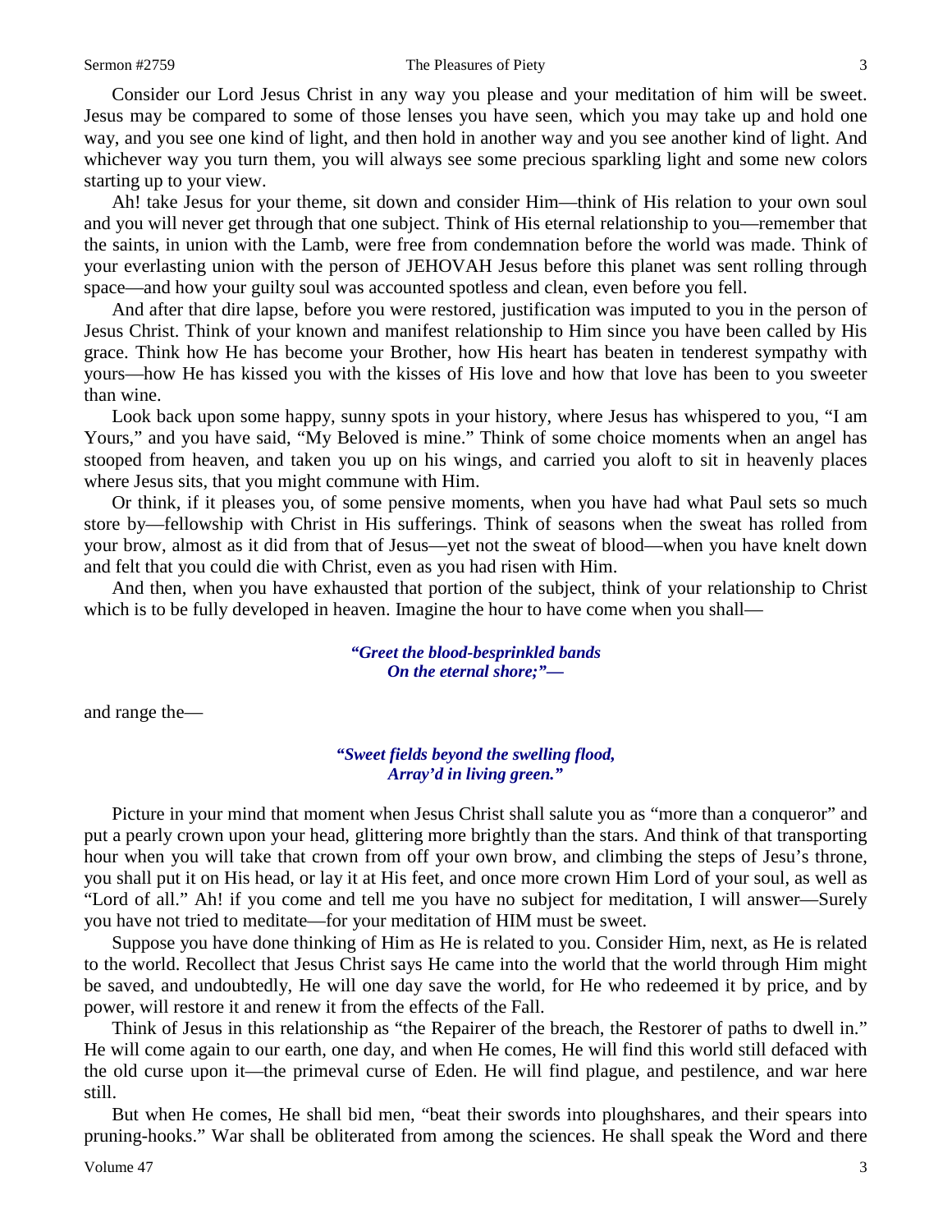Consider our Lord Jesus Christ in any way you please and your meditation of him will be sweet. Jesus may be compared to some of those lenses you have seen, which you may take up and hold one way, and you see one kind of light, and then hold in another way and you see another kind of light. And whichever way you turn them, you will always see some precious sparkling light and some new colors starting up to your view.

Ah! take Jesus for your theme, sit down and consider Him—think of His relation to your own soul and you will never get through that one subject. Think of His eternal relationship to you—remember that the saints, in union with the Lamb, were free from condemnation before the world was made. Think of your everlasting union with the person of JEHOVAH Jesus before this planet was sent rolling through space—and how your guilty soul was accounted spotless and clean, even before you fell.

And after that dire lapse, before you were restored, justification was imputed to you in the person of Jesus Christ. Think of your known and manifest relationship to Him since you have been called by His grace. Think how He has become your Brother, how His heart has beaten in tenderest sympathy with yours—how He has kissed you with the kisses of His love and how that love has been to you sweeter than wine.

Look back upon some happy, sunny spots in your history, where Jesus has whispered to you, "I am Yours," and you have said, "My Beloved is mine." Think of some choice moments when an angel has stooped from heaven, and taken you up on his wings, and carried you aloft to sit in heavenly places where Jesus sits, that you might commune with Him.

Or think, if it pleases you, of some pensive moments, when you have had what Paul sets so much store by—fellowship with Christ in His sufferings. Think of seasons when the sweat has rolled from your brow, almost as it did from that of Jesus—yet not the sweat of blood—when you have knelt down and felt that you could die with Christ, even as you had risen with Him.

And then, when you have exhausted that portion of the subject, think of your relationship to Christ which is to be fully developed in heaven. Imagine the hour to have come when you shall—

> ***"Greet the blood-besprinkled bands***
> ***On the eternal shore;"—***

and range the—

> ***"Sweet fields beyond the swelling flood,***
> ***Array'd in living green."***

Picture in your mind that moment when Jesus Christ shall salute you as "more than a conqueror" and put a pearly crown upon your head, glittering more brightly than the stars. And think of that transporting hour when you will take that crown from off your own brow, and climbing the steps of Jesu's throne, you shall put it on His head, or lay it at His feet, and once more crown Him Lord of your soul, as well as "Lord of all." Ah! if you come and tell me you have no subject for meditation, I will answer—Surely you have not tried to meditate—for your meditation of HIM must be sweet.

Suppose you have done thinking of Him as He is related to you. Consider Him, next, as He is related to the world. Recollect that Jesus Christ says He came into the world that the world through Him might be saved, and undoubtedly, He will one day save the world, for He who redeemed it by price, and by power, will restore it and renew it from the effects of the Fall.

Think of Jesus in this relationship as "the Repairer of the breach, the Restorer of paths to dwell in." He will come again to our earth, one day, and when He comes, He will find this world still defaced with the old curse upon it—the primeval curse of Eden. He will find plague, and pestilence, and war here still.

But when He comes, He shall bid men, "beat their swords into ploughshares, and their spears into pruning-hooks." War shall be obliterated from among the sciences. He shall speak the Word and there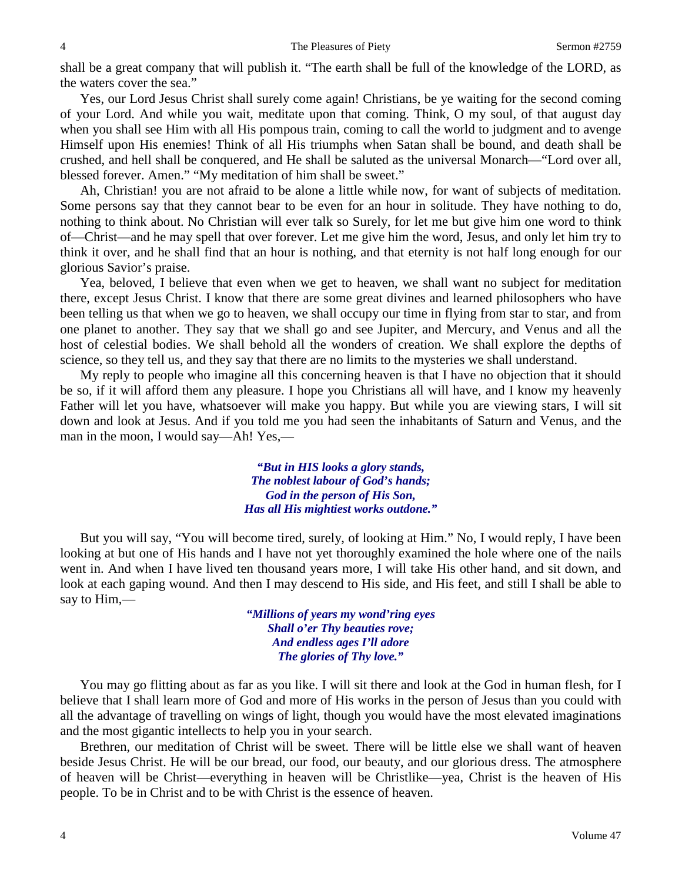shall be a great company that will publish it. "The earth shall be full of the knowledge of the LORD, as the waters cover the sea."

Yes, our Lord Jesus Christ shall surely come again! Christians, be ye waiting for the second coming of your Lord. And while you wait, meditate upon that coming. Think, O my soul, of that august day when you shall see Him with all His pompous train, coming to call the world to judgment and to avenge Himself upon His enemies! Think of all His triumphs when Satan shall be bound, and death shall be crushed, and hell shall be conquered, and He shall be saluted as the universal Monarch—"Lord over all, blessed forever. Amen." "My meditation of him shall be sweet."

Ah, Christian! you are not afraid to be alone a little while now, for want of subjects of meditation. Some persons say that they cannot bear to be even for an hour in solitude. They have nothing to do, nothing to think about. No Christian will ever talk so Surely, for let me but give him one word to think of—Christ—and he may spell that over forever. Let me give him the word, Jesus, and only let him try to think it over, and he shall find that an hour is nothing, and that eternity is not half long enough for our glorious Savior's praise.

Yea, beloved, I believe that even when we get to heaven, we shall want no subject for meditation there, except Jesus Christ. I know that there are some great divines and learned philosophers who have been telling us that when we go to heaven, we shall occupy our time in flying from star to star, and from one planet to another. They say that we shall go and see Jupiter, and Mercury, and Venus and all the host of celestial bodies. We shall behold all the wonders of creation. We shall explore the depths of science, so they tell us, and they say that there are no limits to the mysteries we shall understand.

My reply to people who imagine all this concerning heaven is that I have no objection that it should be so, if it will afford them any pleasure. I hope you Christians all will have, and I know my heavenly Father will let you have, whatsoever will make you happy. But while you are viewing stars, I will sit down and look at Jesus. And if you told me you had seen the inhabitants of Saturn and Venus, and the man in the moon, I would say—Ah! Yes,—

*"But in HIS looks a glory stands,*
*The noblest labour of God's hands;*
*God in the person of His Son,*
*Has all His mightiest works outdone."*

But you will say, "You will become tired, surely, of looking at Him." No, I would reply, I have been looking at but one of His hands and I have not yet thoroughly examined the hole where one of the nails went in. And when I have lived ten thousand years more, I will take His other hand, and sit down, and look at each gaping wound. And then I may descend to His side, and His feet, and still I shall be able to say to Him,—

*"Millions of years my wond'ring eyes*
*Shall o'er Thy beauties rove;*
*And endless ages I'll adore*
*The glories of Thy love."*

You may go flitting about as far as you like. I will sit there and look at the God in human flesh, for I believe that I shall learn more of God and more of His works in the person of Jesus than you could with all the advantage of travelling on wings of light, though you would have the most elevated imaginations and the most gigantic intellects to help you in your search.

Brethren, our meditation of Christ will be sweet. There will be little else we shall want of heaven beside Jesus Christ. He will be our bread, our food, our beauty, and our glorious dress. The atmosphere of heaven will be Christ—everything in heaven will be Christlike—yea, Christ is the heaven of His people. To be in Christ and to be with Christ is the essence of heaven.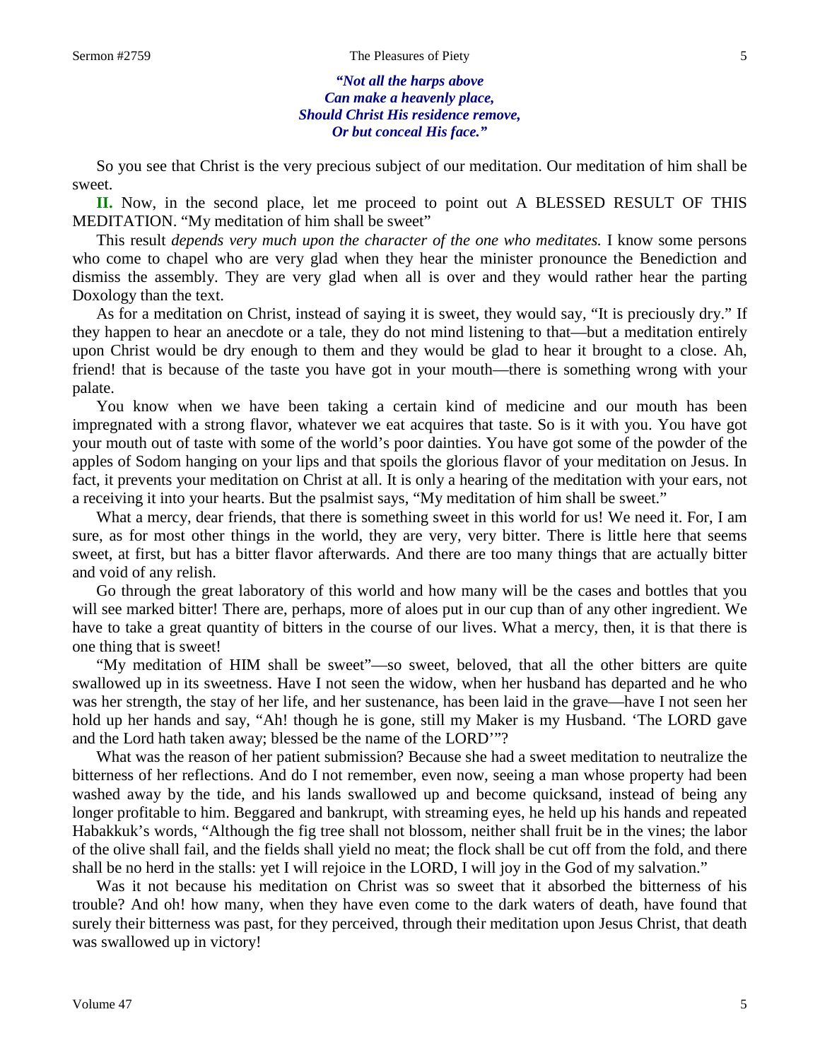*"Not all the harps above*
*Can make a heavenly place,*
*Should Christ His residence remove,*
*Or but conceal His face."*

So you see that Christ is the very precious subject of our meditation. Our meditation of him shall be sweet.

**II.** Now, in the second place, let me proceed to point out A BLESSED RESULT OF THIS MEDITATION. "My meditation of him shall be sweet"

This result *depends very much upon the character of the one who meditates.* I know some persons who come to chapel who are very glad when they hear the minister pronounce the Benediction and dismiss the assembly. They are very glad when all is over and they would rather hear the parting Doxology than the text.

As for a meditation on Christ, instead of saying it is sweet, they would say, "It is preciously dry." If they happen to hear an anecdote or a tale, they do not mind listening to that—but a meditation entirely upon Christ would be dry enough to them and they would be glad to hear it brought to a close. Ah, friend! that is because of the taste you have got in your mouth—there is something wrong with your palate.

You know when we have been taking a certain kind of medicine and our mouth has been impregnated with a strong flavor, whatever we eat acquires that taste. So is it with you. You have got your mouth out of taste with some of the world's poor dainties. You have got some of the powder of the apples of Sodom hanging on your lips and that spoils the glorious flavor of your meditation on Jesus. In fact, it prevents your meditation on Christ at all. It is only a hearing of the meditation with your ears, not a receiving it into your hearts. But the psalmist says, "My meditation of him shall be sweet."

What a mercy, dear friends, that there is something sweet in this world for us! We need it. For, I am sure, as for most other things in the world, they are very, very bitter. There is little here that seems sweet, at first, but has a bitter flavor afterwards. And there are too many things that are actually bitter and void of any relish.

Go through the great laboratory of this world and how many will be the cases and bottles that you will see marked bitter! There are, perhaps, more of aloes put in our cup than of any other ingredient. We have to take a great quantity of bitters in the course of our lives. What a mercy, then, it is that there is one thing that is sweet!

"My meditation of HIM shall be sweet"—so sweet, beloved, that all the other bitters are quite swallowed up in its sweetness. Have I not seen the widow, when her husband has departed and he who was her strength, the stay of her life, and her sustenance, has been laid in the grave—have I not seen her hold up her hands and say, "Ah! though he is gone, still my Maker is my Husband. 'The LORD gave and the Lord hath taken away; blessed be the name of the LORD'"?

What was the reason of her patient submission? Because she had a sweet meditation to neutralize the bitterness of her reflections. And do I not remember, even now, seeing a man whose property had been washed away by the tide, and his lands swallowed up and become quicksand, instead of being any longer profitable to him. Beggared and bankrupt, with streaming eyes, he held up his hands and repeated Habakkuk's words, "Although the fig tree shall not blossom, neither shall fruit be in the vines; the labor of the olive shall fail, and the fields shall yield no meat; the flock shall be cut off from the fold, and there shall be no herd in the stalls: yet I will rejoice in the LORD, I will joy in the God of my salvation."

Was it not because his meditation on Christ was so sweet that it absorbed the bitterness of his trouble? And oh! how many, when they have even come to the dark waters of death, have found that surely their bitterness was past, for they perceived, through their meditation upon Jesus Christ, that death was swallowed up in victory!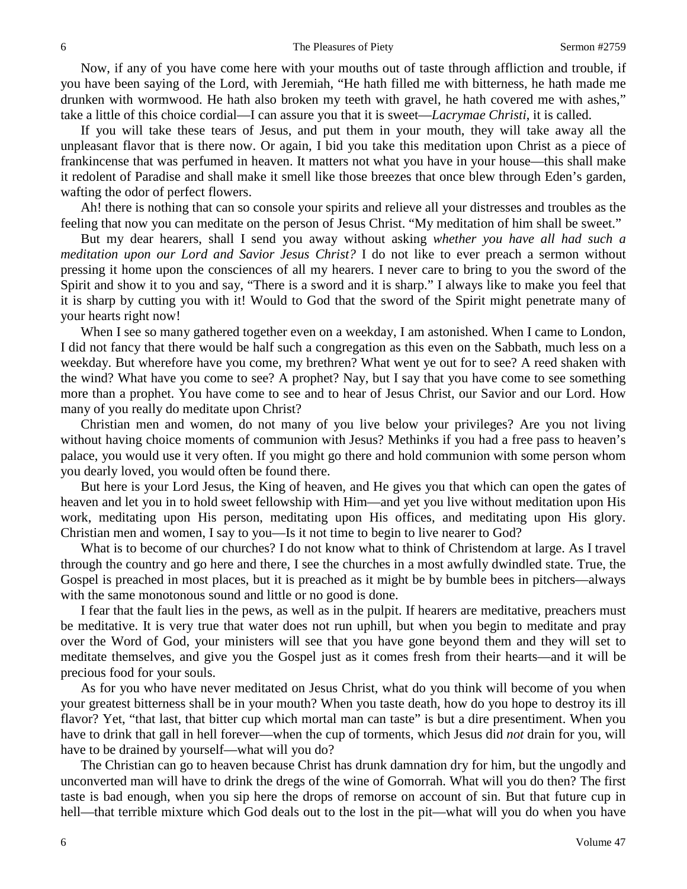Now, if any of you have come here with your mouths out of taste through affliction and trouble, if you have been saying of the Lord, with Jeremiah, "He hath filled me with bitterness, he hath made me drunken with wormwood. He hath also broken my teeth with gravel, he hath covered me with ashes," take a little of this choice cordial—I can assure you that it is sweet—*Lacrymae Christi*, it is called.

If you will take these tears of Jesus, and put them in your mouth, they will take away all the unpleasant flavor that is there now. Or again, I bid you take this meditation upon Christ as a piece of frankincense that was perfumed in heaven. It matters not what you have in your house—this shall make it redolent of Paradise and shall make it smell like those breezes that once blew through Eden's garden, wafting the odor of perfect flowers.

Ah! there is nothing that can so console your spirits and relieve all your distresses and troubles as the feeling that now you can meditate on the person of Jesus Christ. "My meditation of him shall be sweet."

But my dear hearers, shall I send you away without asking *whether you have all had such a meditation upon our Lord and Savior Jesus Christ?* I do not like to ever preach a sermon without pressing it home upon the consciences of all my hearers. I never care to bring to you the sword of the Spirit and show it to you and say, "There is a sword and it is sharp." I always like to make you feel that it is sharp by cutting you with it! Would to God that the sword of the Spirit might penetrate many of your hearts right now!

When I see so many gathered together even on a weekday, I am astonished. When I came to London, I did not fancy that there would be half such a congregation as this even on the Sabbath, much less on a weekday. But wherefore have you come, my brethren? What went ye out for to see? A reed shaken with the wind? What have you come to see? A prophet? Nay, but I say that you have come to see something more than a prophet. You have come to see and to hear of Jesus Christ, our Savior and our Lord. How many of you really do meditate upon Christ?

Christian men and women, do not many of you live below your privileges? Are you not living without having choice moments of communion with Jesus? Methinks if you had a free pass to heaven's palace, you would use it very often. If you might go there and hold communion with some person whom you dearly loved, you would often be found there.

But here is your Lord Jesus, the King of heaven, and He gives you that which can open the gates of heaven and let you in to hold sweet fellowship with Him—and yet you live without meditation upon His work, meditating upon His person, meditating upon His offices, and meditating upon His glory. Christian men and women, I say to you—Is it not time to begin to live nearer to God?

What is to become of our churches? I do not know what to think of Christendom at large. As I travel through the country and go here and there, I see the churches in a most awfully dwindled state. True, the Gospel is preached in most places, but it is preached as it might be by bumble bees in pitchers—always with the same monotonous sound and little or no good is done.

I fear that the fault lies in the pews, as well as in the pulpit. If hearers are meditative, preachers must be meditative. It is very true that water does not run uphill, but when you begin to meditate and pray over the Word of God, your ministers will see that you have gone beyond them and they will set to meditate themselves, and give you the Gospel just as it comes fresh from their hearts—and it will be precious food for your souls.

As for you who have never meditated on Jesus Christ, what do you think will become of you when your greatest bitterness shall be in your mouth? When you taste death, how do you hope to destroy its ill flavor? Yet, "that last, that bitter cup which mortal man can taste" is but a dire presentiment. When you have to drink that gall in hell forever—when the cup of torments, which Jesus did *not* drain for you, will have to be drained by yourself—what will you do?

The Christian can go to heaven because Christ has drunk damnation dry for him, but the ungodly and unconverted man will have to drink the dregs of the wine of Gomorrah. What will you do then? The first taste is bad enough, when you sip here the drops of remorse on account of sin. But that future cup in hell—that terrible mixture which God deals out to the lost in the pit—what will you do when you have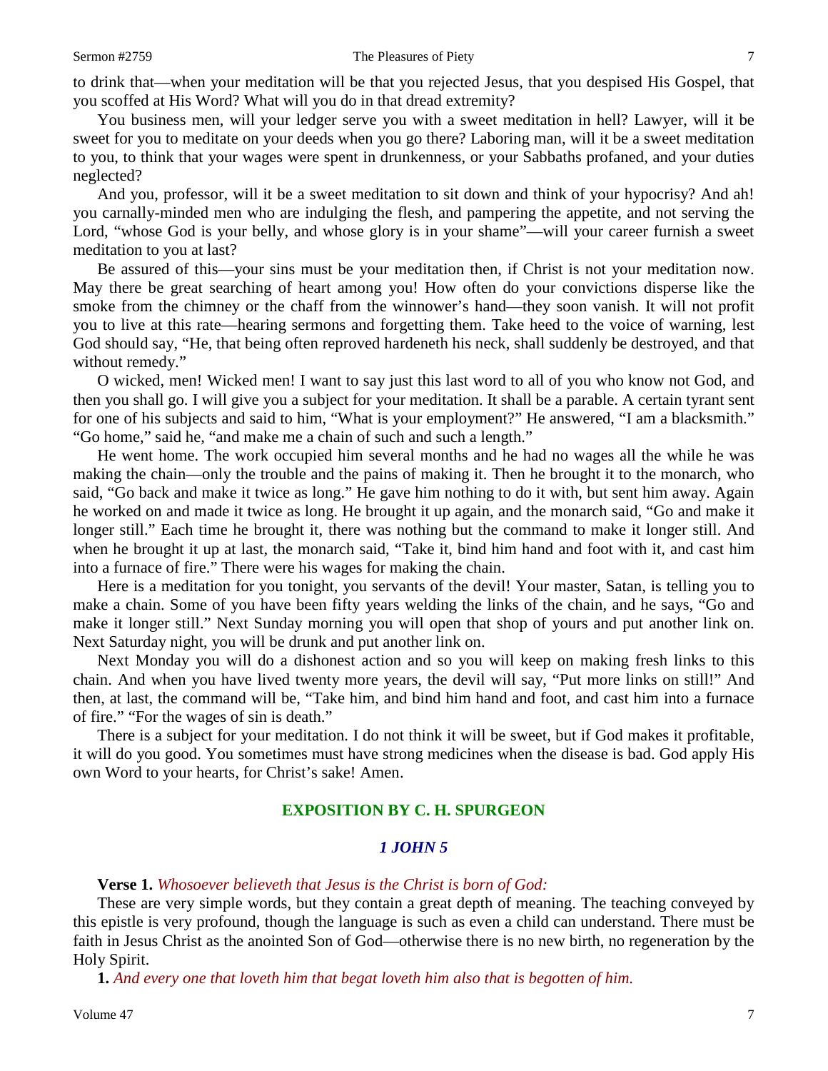to drink that—when your meditation will be that you rejected Jesus, that you despised His Gospel, that you scoffed at His Word? What will you do in that dread extremity?

You business men, will your ledger serve you with a sweet meditation in hell? Lawyer, will it be sweet for you to meditate on your deeds when you go there? Laboring man, will it be a sweet meditation to you, to think that your wages were spent in drunkenness, or your Sabbaths profaned, and your duties neglected?

And you, professor, will it be a sweet meditation to sit down and think of your hypocrisy? And ah! you carnally-minded men who are indulging the flesh, and pampering the appetite, and not serving the Lord, "whose God is your belly, and whose glory is in your shame"—will your career furnish a sweet meditation to you at last?

Be assured of this—your sins must be your meditation then, if Christ is not your meditation now. May there be great searching of heart among you! How often do your convictions disperse like the smoke from the chimney or the chaff from the winnower's hand—they soon vanish. It will not profit you to live at this rate—hearing sermons and forgetting them. Take heed to the voice of warning, lest God should say, "He, that being often reproved hardeneth his neck, shall suddenly be destroyed, and that without remedy."

O wicked, men! Wicked men! I want to say just this last word to all of you who know not God, and then you shall go. I will give you a subject for your meditation. It shall be a parable. A certain tyrant sent for one of his subjects and said to him, "What is your employment?" He answered, "I am a blacksmith." "Go home," said he, "and make me a chain of such and such a length."

He went home. The work occupied him several months and he had no wages all the while he was making the chain—only the trouble and the pains of making it. Then he brought it to the monarch, who said, "Go back and make it twice as long." He gave him nothing to do it with, but sent him away. Again he worked on and made it twice as long. He brought it up again, and the monarch said, "Go and make it longer still." Each time he brought it, there was nothing but the command to make it longer still. And when he brought it up at last, the monarch said, "Take it, bind him hand and foot with it, and cast him into a furnace of fire." There were his wages for making the chain.

Here is a meditation for you tonight, you servants of the devil! Your master, Satan, is telling you to make a chain. Some of you have been fifty years welding the links of the chain, and he says, "Go and make it longer still." Next Sunday morning you will open that shop of yours and put another link on. Next Saturday night, you will be drunk and put another link on.

Next Monday you will do a dishonest action and so you will keep on making fresh links to this chain. And when you have lived twenty more years, the devil will say, "Put more links on still!" And then, at last, the command will be, "Take him, and bind him hand and foot, and cast him into a furnace of fire." "For the wages of sin is death."

There is a subject for your meditation. I do not think it will be sweet, but if God makes it profitable, it will do you good. You sometimes must have strong medicines when the disease is bad. God apply His own Word to your hearts, for Christ's sake! Amen.

## EXPOSITION BY C. H. SPURGEON

### *1 JOHN 5*

**Verse 1.** *Whosoever believeth that Jesus is the Christ is born of God:*

These are very simple words, but they contain a great depth of meaning. The teaching conveyed by this epistle is very profound, though the language is such as even a child can understand. There must be faith in Jesus Christ as the anointed Son of God—otherwise there is no new birth, no regeneration by the Holy Spirit.

**1.** *And every one that loveth him that begat loveth him also that is begotten of him.*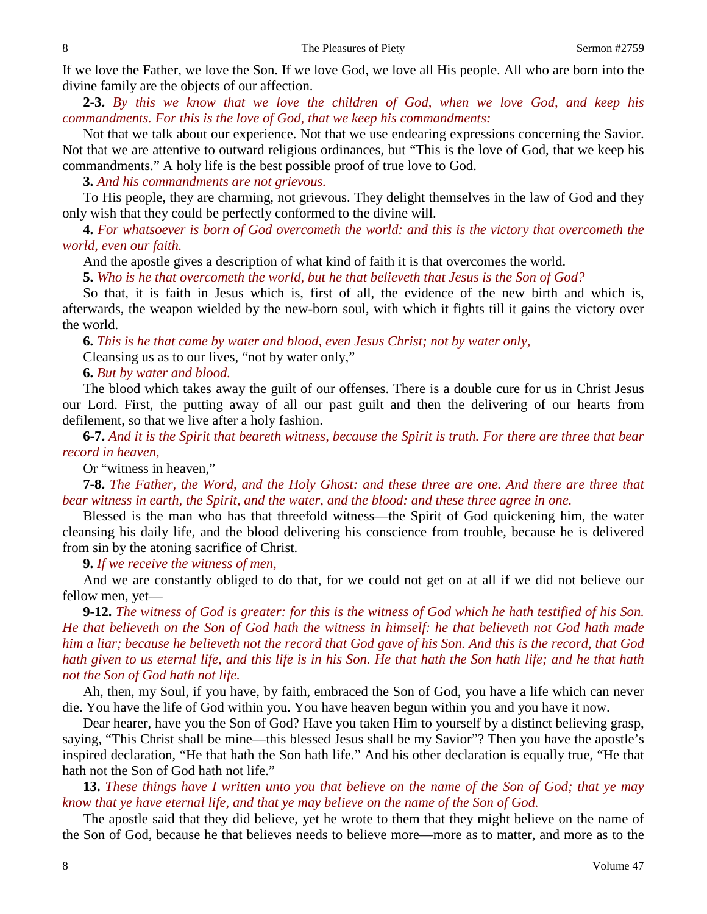If we love the Father, we love the Son. If we love God, we love all His people. All who are born into the divine family are the objects of our affection.

**2-3.** *By this we know that we love the children of God, when we love God, and keep his commandments. For this is the love of God, that we keep his commandments:*

Not that we talk about our experience. Not that we use endearing expressions concerning the Savior. Not that we are attentive to outward religious ordinances, but "This is the love of God, that we keep his commandments." A holy life is the best possible proof of true love to God.

**3.** *And his commandments are not grievous.*

To His people, they are charming, not grievous. They delight themselves in the law of God and they only wish that they could be perfectly conformed to the divine will.

**4.** *For whatsoever is born of God overcometh the world: and this is the victory that overcometh the world, even our faith.*

And the apostle gives a description of what kind of faith it is that overcomes the world.

**5.** *Who is he that overcometh the world, but he that believeth that Jesus is the Son of God?*

So that, it is faith in Jesus which is, first of all, the evidence of the new birth and which is, afterwards, the weapon wielded by the new-born soul, with which it fights till it gains the victory over the world.

**6.** *This is he that came by water and blood, even Jesus Christ; not by water only,*

Cleansing us as to our lives, "not by water only,"

**6.** *But by water and blood.*

The blood which takes away the guilt of our offenses. There is a double cure for us in Christ Jesus our Lord. First, the putting away of all our past guilt and then the delivering of our hearts from defilement, so that we live after a holy fashion.

**6-7.** *And it is the Spirit that beareth witness, because the Spirit is truth. For there are three that bear record in heaven,*

Or "witness in heaven,"

**7-8.** *The Father, the Word, and the Holy Ghost: and these three are one. And there are three that bear witness in earth, the Spirit, and the water, and the blood: and these three agree in one.*

Blessed is the man who has that threefold witness—the Spirit of God quickening him, the water cleansing his daily life, and the blood delivering his conscience from trouble, because he is delivered from sin by the atoning sacrifice of Christ.

**9.** *If we receive the witness of men,*

And we are constantly obliged to do that, for we could not get on at all if we did not believe our fellow men, yet—

**9-12.** *The witness of God is greater: for this is the witness of God which he hath testified of his Son. He that believeth on the Son of God hath the witness in himself: he that believeth not God hath made him a liar; because he believeth not the record that God gave of his Son. And this is the record, that God hath given to us eternal life, and this life is in his Son. He that hath the Son hath life; and he that hath not the Son of God hath not life.*

Ah, then, my Soul, if you have, by faith, embraced the Son of God, you have a life which can never die. You have the life of God within you. You have heaven begun within you and you have it now.

Dear hearer, have you the Son of God? Have you taken Him to yourself by a distinct believing grasp, saying, "This Christ shall be mine—this blessed Jesus shall be my Savior"? Then you have the apostle's inspired declaration, "He that hath the Son hath life." And his other declaration is equally true, "He that hath not the Son of God hath not life."

**13.** *These things have I written unto you that believe on the name of the Son of God; that ye may know that ye have eternal life, and that ye may believe on the name of the Son of God.*

The apostle said that they did believe, yet he wrote to them that they might believe on the name of the Son of God, because he that believes needs to believe more—more as to matter, and more as to the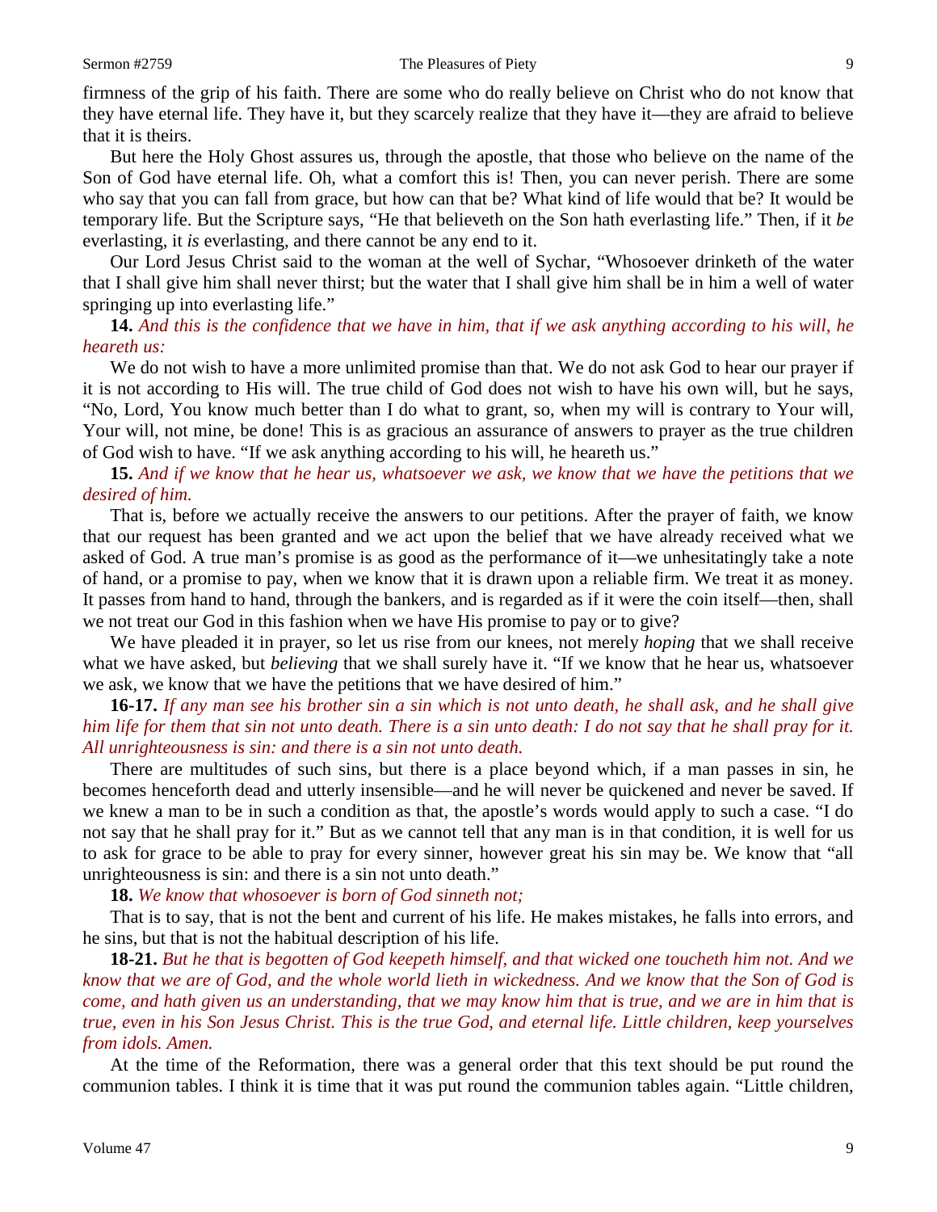firmness of the grip of his faith. There are some who do really believe on Christ who do not know that they have eternal life. They have it, but they scarcely realize that they have it—they are afraid to believe that it is theirs.

But here the Holy Ghost assures us, through the apostle, that those who believe on the name of the Son of God have eternal life. Oh, what a comfort this is! Then, you can never perish. There are some who say that you can fall from grace, but how can that be? What kind of life would that be? It would be temporary life. But the Scripture says, "He that believeth on the Son hath everlasting life." Then, if it *be* everlasting, it *is* everlasting, and there cannot be any end to it.

Our Lord Jesus Christ said to the woman at the well of Sychar, "Whosoever drinketh of the water that I shall give him shall never thirst; but the water that I shall give him shall be in him a well of water springing up into everlasting life."

**14.** *And this is the confidence that we have in him, that if we ask anything according to his will, he heareth us:*

We do not wish to have a more unlimited promise than that. We do not ask God to hear our prayer if it is not according to His will. The true child of God does not wish to have his own will, but he says, "No, Lord, You know much better than I do what to grant, so, when my will is contrary to Your will, Your will, not mine, be done! This is as gracious an assurance of answers to prayer as the true children of God wish to have. "If we ask anything according to his will, he heareth us."

**15.** *And if we know that he hear us, whatsoever we ask, we know that we have the petitions that we desired of him.*

That is, before we actually receive the answers to our petitions. After the prayer of faith, we know that our request has been granted and we act upon the belief that we have already received what we asked of God. A true man's promise is as good as the performance of it—we unhesitatingly take a note of hand, or a promise to pay, when we know that it is drawn upon a reliable firm. We treat it as money. It passes from hand to hand, through the bankers, and is regarded as if it were the coin itself—then, shall we not treat our God in this fashion when we have His promise to pay or to give?

We have pleaded it in prayer, so let us rise from our knees, not merely *hoping* that we shall receive what we have asked, but *believing* that we shall surely have it. "If we know that he hear us, whatsoever we ask, we know that we have the petitions that we have desired of him."

**16-17.** *If any man see his brother sin a sin which is not unto death, he shall ask, and he shall give him life for them that sin not unto death. There is a sin unto death: I do not say that he shall pray for it. All unrighteousness is sin: and there is a sin not unto death.*

There are multitudes of such sins, but there is a place beyond which, if a man passes in sin, he becomes henceforth dead and utterly insensible—and he will never be quickened and never be saved. If we knew a man to be in such a condition as that, the apostle's words would apply to such a case. "I do not say that he shall pray for it." But as we cannot tell that any man is in that condition, it is well for us to ask for grace to be able to pray for every sinner, however great his sin may be. We know that "all unrighteousness is sin: and there is a sin not unto death."

**18.** *We know that whosoever is born of God sinneth not;*

That is to say, that is not the bent and current of his life. He makes mistakes, he falls into errors, and he sins, but that is not the habitual description of his life.

**18-21.** *But he that is begotten of God keepeth himself, and that wicked one toucheth him not. And we know that we are of God, and the whole world lieth in wickedness. And we know that the Son of God is come, and hath given us an understanding, that we may know him that is true, and we are in him that is true, even in his Son Jesus Christ. This is the true God, and eternal life. Little children, keep yourselves from idols. Amen.*

At the time of the Reformation, there was a general order that this text should be put round the communion tables. I think it is time that it was put round the communion tables again. "Little children,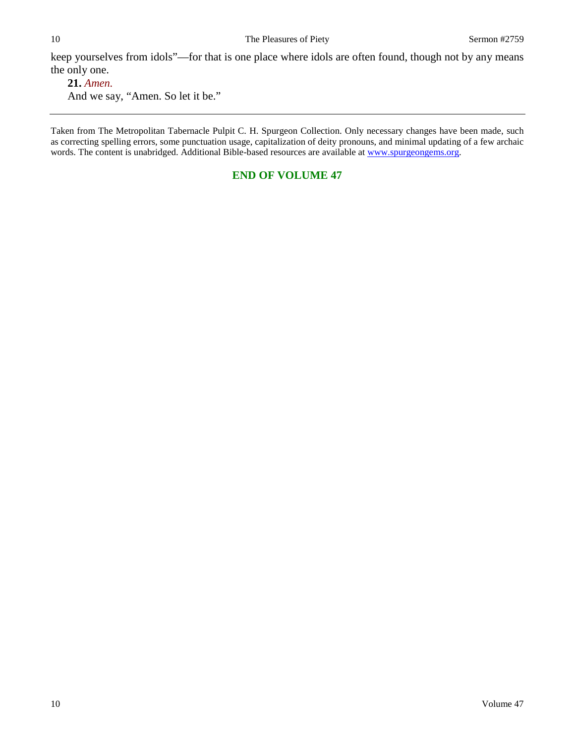keep yourselves from idols"—for that is one place where idols are often found, though not by any means the only one.

**21.** *Amen.*

And we say, "Amen. So let it be."

---

Taken from The Metropolitan Tabernacle Pulpit C. H. Spurgeon Collection. Only necessary changes have been made, such as correcting spelling errors, some punctuation usage, capitalization of deity pronouns, and minimal updating of a few archaic words. The content is unabridged. Additional Bible-based resources are available at [www.spurgeongems.org](http://www.spurgeongems.org).

**END OF VOLUME 47**